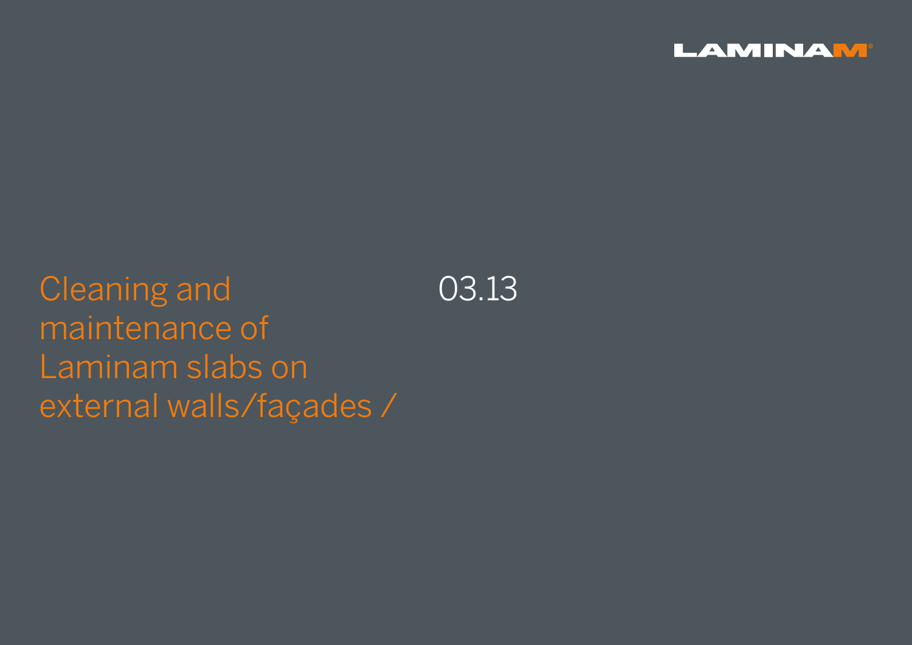LAMINAM

# Cleaning and maintenance of Laminam slabs on external walls/façades /

03.13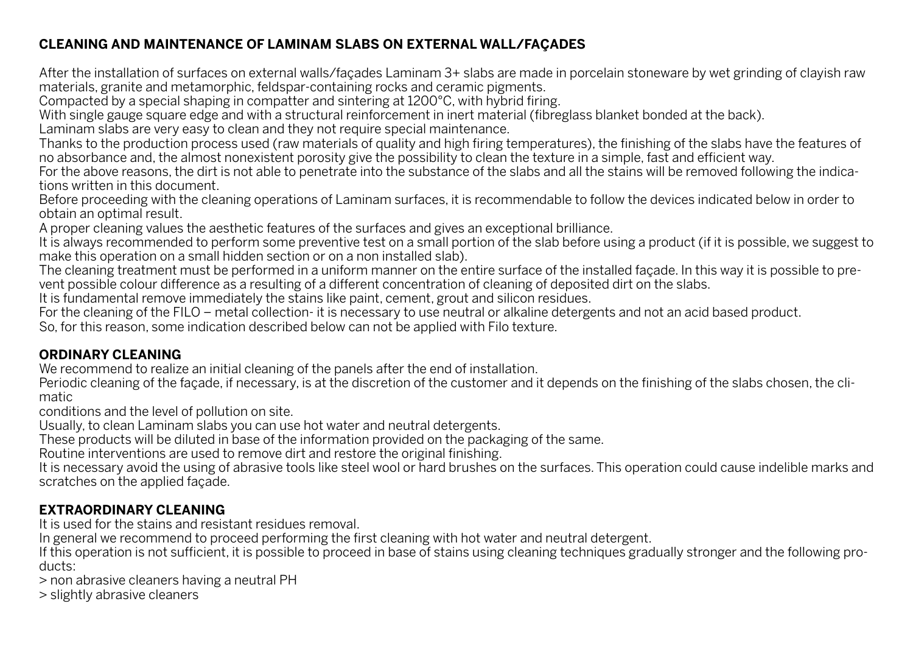## CLEANING AND MAINTENANCE OF LAMINAM SLABS ON EXTERNAL WALL/FAÇADES

After the installation of surfaces on external walls/façades Laminam 3+ slabs are made in porcelain stoneware by wet grinding of clayish raw materials, granite and metamorphic, feldspar-containing rocks and ceramic pigments.
Compacted by a special shaping in compatter and sintering at 1200°C, with hybrid firing.
With single gauge square edge and with a structural reinforcement in inert material (fibreglass blanket bonded at the back).
Laminam slabs are very easy to clean and they not require special maintenance.
Thanks to the production process used (raw materials of quality and high firing temperatures), the finishing of the slabs have the features of no absorbance and, the almost nonexistent porosity give the possibility to clean the texture in a simple, fast and efficient way.
For the above reasons, the dirt is not able to penetrate into the substance of the slabs and all the stains will be removed following the indications written in this document.
Before proceeding with the cleaning operations of Laminam surfaces, it is recommendable to follow the devices indicated below in order to obtain an optimal result.
A proper cleaning values the aesthetic features of the surfaces and gives an exceptional brilliance.
It is always recommended to perform some preventive test on a small portion of the slab before using a product (if it is possible, we suggest to make this operation on a small hidden section or on a non installed slab).
The cleaning treatment must be performed in a uniform manner on the entire surface of the installed façade. In this way it is possible to prevent possible colour difference as a resulting of a different concentration of cleaning of deposited dirt on the slabs.
It is fundamental remove immediately the stains like paint, cement, grout and silicon residues.
For the cleaning of the FILO – metal collection- it is necessary to use neutral or alkaline detergents and not an acid based product.
So, for this reason, some indication described below can not be applied with Filo texture.

### ORDINARY CLEANING

We recommend to realize an initial cleaning of the panels after the end of installation.
Periodic cleaning of the façade, if necessary, is at the discretion of the customer and it depends on the finishing of the slabs chosen, the climatic conditions and the level of pollution on site.
Usually, to clean Laminam slabs you can use hot water and neutral detergents.
These products will be diluted in base of the information provided on the packaging of the same.
Routine interventions are used to remove dirt and restore the original finishing.
It is necessary avoid the using of abrasive tools like steel wool or hard brushes on the surfaces. This operation could cause indelible marks and scratches on the applied façade.

### EXTRAORDINARY CLEANING

It is used for the stains and resistant residues removal.
In general we recommend to proceed performing the first cleaning with hot water and neutral detergent.
If this operation is not sufficient, it is possible to proceed in base of stains using cleaning techniques gradually stronger and the following products:

> non abrasive cleaners having a neutral PH
> slightly abrasive cleaners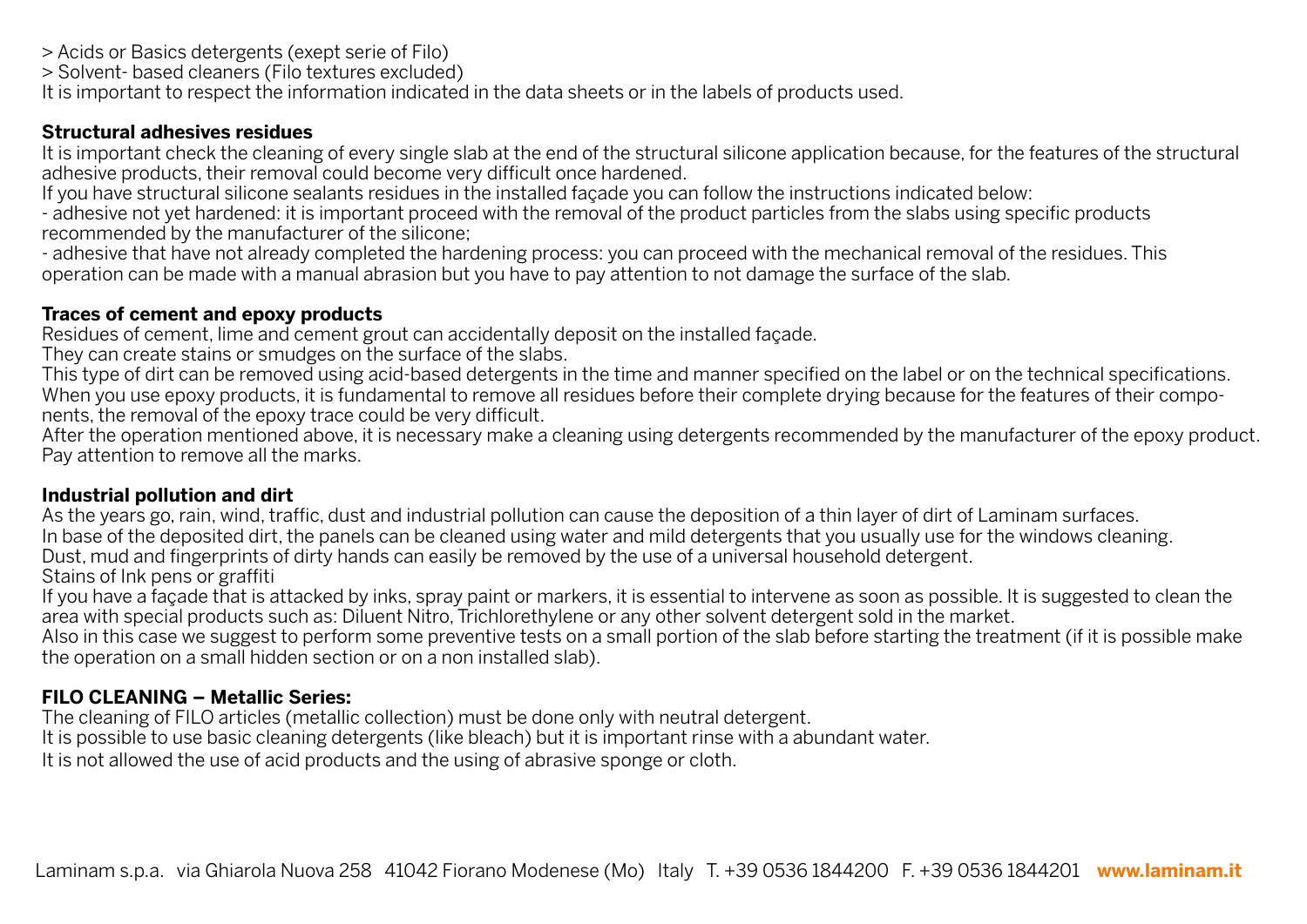> Acids or Basics detergents (exept serie of Filo)
> Solvent- based cleaners (Filo textures excluded)

It is important to respect the information indicated in the data sheets or in the labels of products used.

**Structural adhesives residues**

It is important check the cleaning of every single slab at the end of the structural silicone application because, for the features of the structural adhesive products, their removal could become very difficult once hardened.
If you have structural silicone sealants residues in the installed façade you can follow the instructions indicated below:
- adhesive not yet hardened: it is important proceed with the removal of the product particles from the slabs using specific products recommended by the manufacturer of the silicone;
- adhesive that have not already completed the hardening process: you can proceed with the mechanical removal of the residues. This operation can be made with a manual abrasion but you have to pay attention to not damage the surface of the slab.

**Traces of cement and epoxy products**

Residues of cement, lime and cement grout can accidentally deposit on the installed façade.
They can create stains or smudges on the surface of the slabs.
This type of dirt can be removed using acid-based detergents in the time and manner specified on the label or on the technical specifications.
When you use epoxy products, it is fundamental to remove all residues before their complete drying because for the features of their components, the removal of the epoxy trace could be very difficult.
After the operation mentioned above, it is necessary make a cleaning using detergents recommended by the manufacturer of the epoxy product.
Pay attention to remove all the marks.

**Industrial pollution and dirt**

As the years go, rain, wind, traffic, dust and industrial pollution can cause the deposition of a thin layer of dirt of Laminam surfaces.
In base of the deposited dirt, the panels can be cleaned using water and mild detergents that you usually use for the windows cleaning.
Dust, mud and fingerprints of dirty hands can easily be removed by the use of a universal household detergent.
Stains of Ink pens or graffiti
If you have a façade that is attacked by inks, spray paint or markers, it is essential to intervene as soon as possible. It is suggested to clean the area with special products such as: Diluent Nitro, Trichlorethylene or any other solvent detergent sold in the market.
Also in this case we suggest to perform some preventive tests on a small portion of the slab before starting the treatment (if it is possible make the operation on a small hidden section or on a non installed slab).

**FILO CLEANING – Metallic Series:**

The cleaning of FILO articles (metallic collection) must be done only with neutral detergent.
It is possible to use basic cleaning detergents (like bleach) but it is important rinse with a abundant water.
It is not allowed the use of acid products and the using of abrasive sponge or cloth.

Laminam s.p.a. via Ghiarola Nuova 258 41042 Fiorano Modenese (Mo) Italy T. +39 0536 1844200 F. +39 0536 1844201 **www.laminam.it**